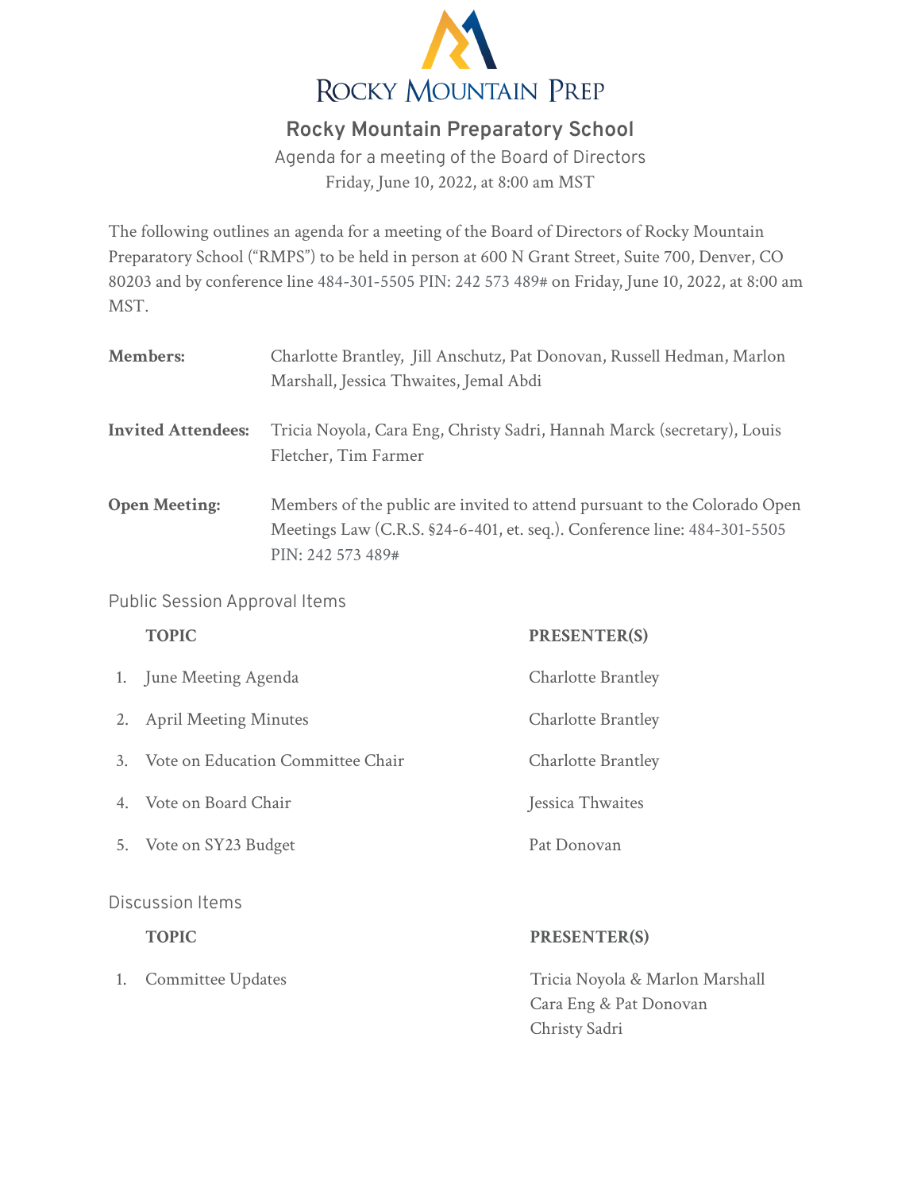# Rocky Mountain Prep

## Rocky Mountain Preparatory School

Agenda for a meeting of the Board of Directors

Friday, June 10, 2022, at 8:00 am MST

The following outlines an agenda for a meeting of the Board of Directors of Rocky Mountain Preparatory School ("RMPS") to be held in person at 600 N Grant Street, Suite 700, Denver, CO 80203 and by conference line 484-301-5505 PIN: 242 573 489# on Friday, June 10, 2022, at 8:00 am MST.

**Members:** Charlotte Brantley, Jill Anschutz, Pat Donovan, Russell Hedman, Marlon Marshall, Jessica Thwaites, Jemal Abdi

**Invited Attendees:** Tricia Noyola, Cara Eng, Christy Sadri, Hannah Marck (secretary), Louis Fletcher, Tim Farmer

**Open Meeting:** Members of the public are invited to attend pursuant to the Colorado Open Meetings Law (C.R.S. §24-6-401, et. seq.). Conference line: 484-301-5505 PIN: 242 573 489#

### Public Session Approval Items

| | TOPIC | PRESENTER(S) |
|---|---|---|
| 1. | June Meeting Agenda | Charlotte Brantley |
| 2. | April Meeting Minutes | Charlotte Brantley |
| 3. | Vote on Education Committee Chair | Charlotte Brantley |
| 4. | Vote on Board Chair | Jessica Thwaites |
| 5. | Vote on SY23 Budget | Pat Donovan |

### Discussion Items

| | TOPIC | PRESENTER(S) |
|---|---|---|
| 1. | Committee Updates | Tricia Noyola & Marlon Marshall<br>Cara Eng & Pat Donovan<br>Christy Sadri |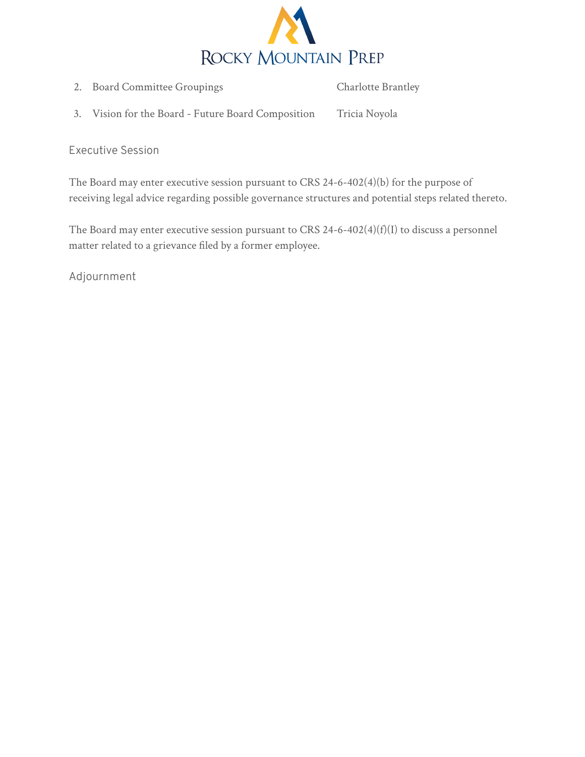2. Board Committee Groupings — Charlotte Brantley

3. Vision for the Board - Future Board Composition — Tricia Noyola

## Executive Session

The Board may enter executive session pursuant to CRS 24-6-402(4)(b) for the purpose of receiving legal advice regarding possible governance structures and potential steps related thereto.

The Board may enter executive session pursuant to CRS 24-6-402(4)(f)(I) to discuss a personnel matter related to a grievance filed by a former employee.

## Adjournment